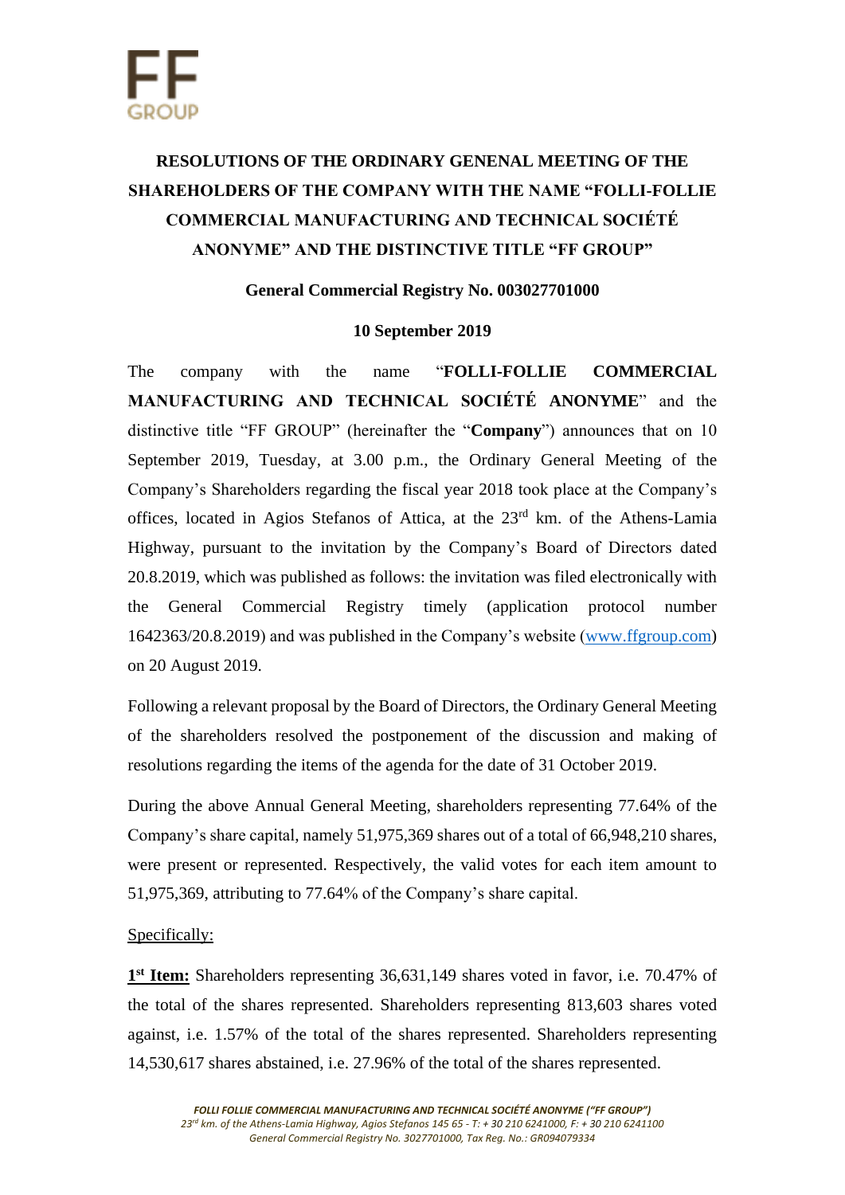# RESOLUTIONS OF THE ORDINARY GENENAL MEETING OF THE SHAREHOLDERS OF THE COMPANY WITH THE NAME "FOLLI-FOLLIE COMMERCIAL MANUFACTURING AND TECHNICAL SOCIÉTÉ ANONYME" AND THE DISTINCTIVE TITLE "FF GROUP"

**General Commercial Registry No. 003027701000**

**10 September 2019**

The company with the name "**FOLLI-FOLLIE COMMERCIAL MANUFACTURING AND TECHNICAL SOCIÉTÉ ANONYME**" and the distinctive title "FF GROUP" (hereinafter the "**Company**") announces that on 10 September 2019, Tuesday, at 3.00 p.m., the Ordinary General Meeting of the Company's Shareholders regarding the fiscal year 2018 took place at the Company's offices, located in Agios Stefanos of Attica, at the 23rd km. of the Athens-Lamia Highway, pursuant to the invitation by the Company's Board of Directors dated 20.8.2019, which was published as follows: the invitation was filed electronically with the General Commercial Registry timely (application protocol number 1642363/20.8.2019) and was published in the Company's website (www.ffgroup.com) on 20 August 2019.

Following a relevant proposal by the Board of Directors, the Ordinary General Meeting of the shareholders resolved the postponement of the discussion and making of resolutions regarding the items of the agenda for the date of 31 October 2019.

During the above Annual General Meeting, shareholders representing 77.64% of the Company's share capital, namely 51,975,369 shares out of a total of 66,948,210 shares, were present or represented. Respectively, the valid votes for each item amount to 51,975,369, attributing to 77.64% of the Company's share capital.

Specifically:

**1st Item:** Shareholders representing 36,631,149 shares voted in favor, i.e. 70.47% of the total of the shares represented. Shareholders representing 813,603 shares voted against, i.e. 1.57% of the total of the shares represented. Shareholders representing 14,530,617 shares abstained, i.e. 27.96% of the total of the shares represented.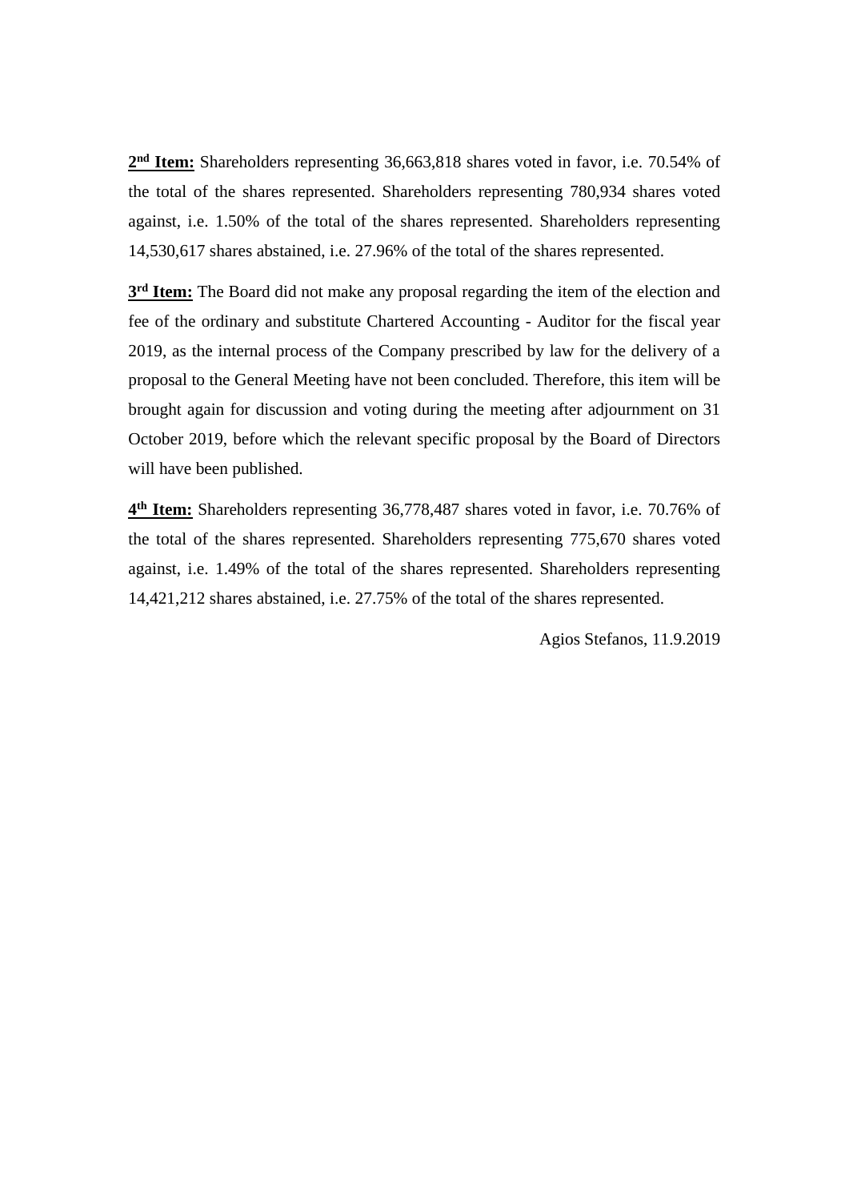**<u>2nd Item:</u>** Shareholders representing 36,663,818 shares voted in favor, i.e. 70.54% of the total of the shares represented. Shareholders representing 780,934 shares voted against, i.e. 1.50% of the total of the shares represented. Shareholders representing 14,530,617 shares abstained, i.e. 27.96% of the total of the shares represented.

**<u>3rd Item:</u>** The Board did not make any proposal regarding the item of the election and fee of the ordinary and substitute Chartered Accounting - Auditor for the fiscal year 2019, as the internal process of the Company prescribed by law for the delivery of a proposal to the General Meeting have not been concluded. Therefore, this item will be brought again for discussion and voting during the meeting after adjournment on 31 October 2019, before which the relevant specific proposal by the Board of Directors will have been published.

**<u>4th Item:</u>** Shareholders representing 36,778,487 shares voted in favor, i.e. 70.76% of the total of the shares represented. Shareholders representing 775,670 shares voted against, i.e. 1.49% of the total of the shares represented. Shareholders representing 14,421,212 shares abstained, i.e. 27.75% of the total of the shares represented.

Agios Stefanos, 11.9.2019